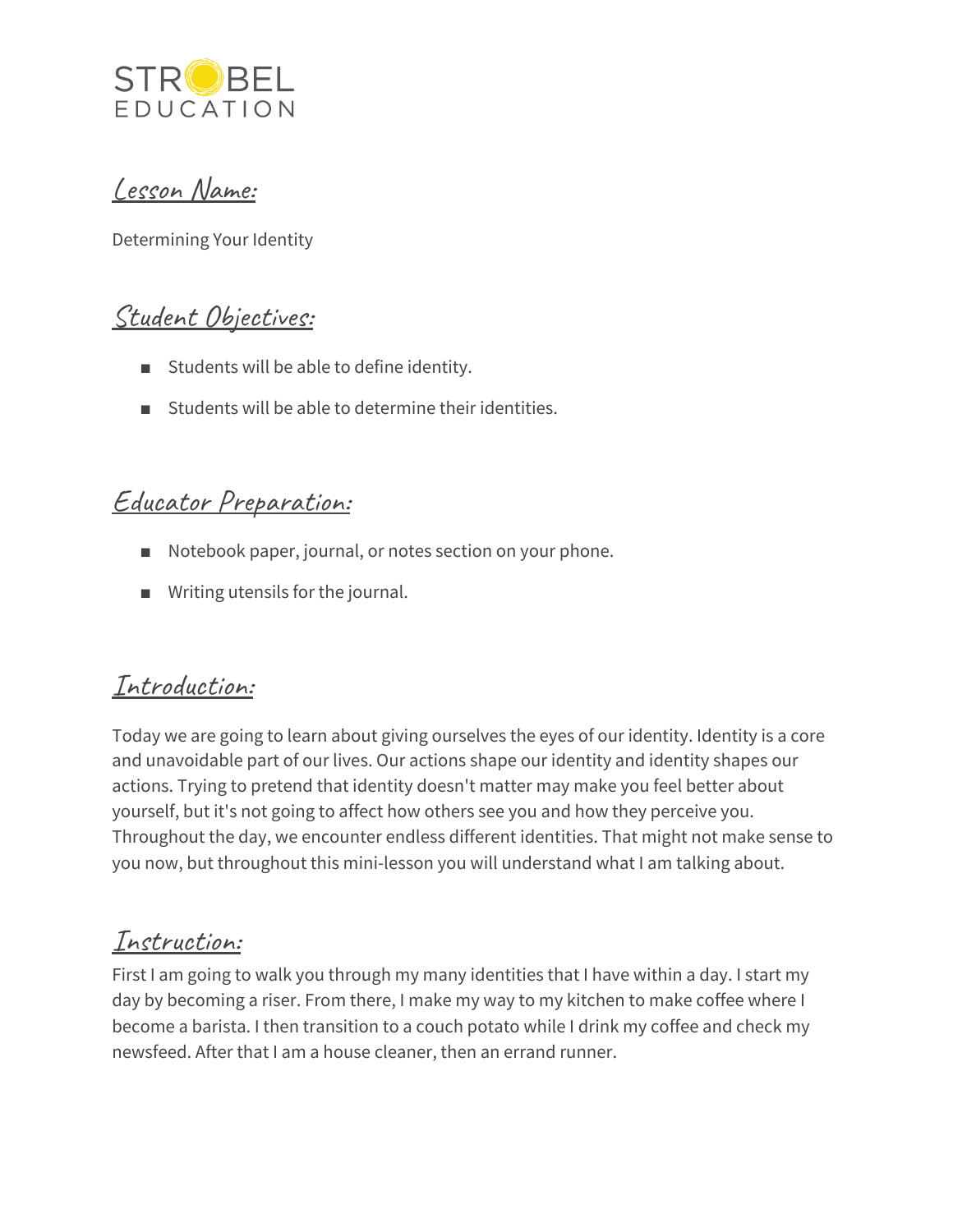STROBEL EDUCATION

## Lesson Name:

Determining Your Identity

## Student Objectives:

- Students will be able to define identity.
- Students will be able to determine their identities.

## Educator Preparation:

- Notebook paper, journal, or notes section on your phone.
- Writing utensils for the journal.

## Introduction:

Today we are going to learn about giving ourselves the eyes of our identity. Identity is a core and unavoidable part of our lives. Our actions shape our identity and identity shapes our actions. Trying to pretend that identity doesn't matter may make you feel better about yourself, but it's not going to affect how others see you and how they perceive you. Throughout the day, we encounter endless different identities. That might not make sense to you now, but throughout this mini-lesson you will understand what I am talking about.

## Instruction:

First I am going to walk you through my many identities that I have within a day. I start my day by becoming a riser. From there, I make my way to my kitchen to make coffee where I become a barista. I then transition to a couch potato while I drink my coffee and check my newsfeed. After that I am a house cleaner, then an errand runner.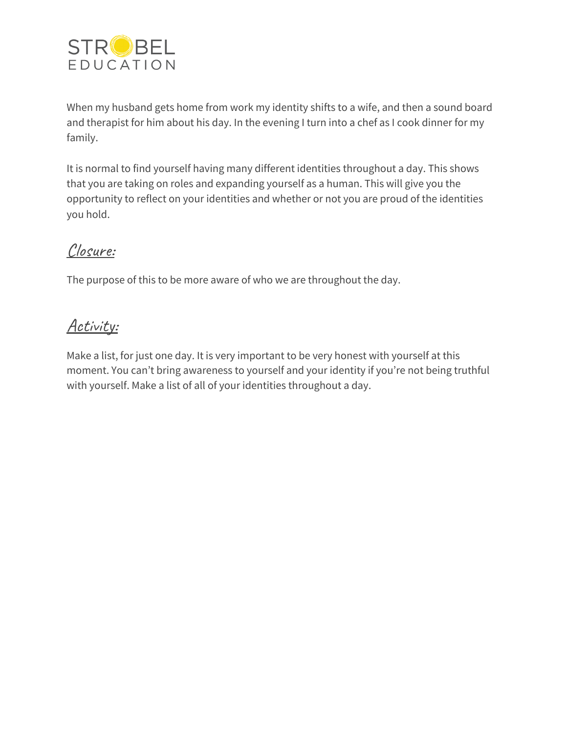When my husband gets home from work my identity shifts to a wife, and then a sound board and therapist for him about his day. In the evening I turn into a chef as I cook dinner for my family.

It is normal to find yourself having many different identities throughout a day. This shows that you are taking on roles and expanding yourself as a human. This will give you the opportunity to reflect on your identities and whether or not you are proud of the identities you hold.

## Closure:

The purpose of this to be more aware of who we are throughout the day.

## Activity:

Make a list, for just one day. It is very important to be very honest with yourself at this moment. You can't bring awareness to yourself and your identity if you're not being truthful with yourself. Make a list of all of your identities throughout a day.